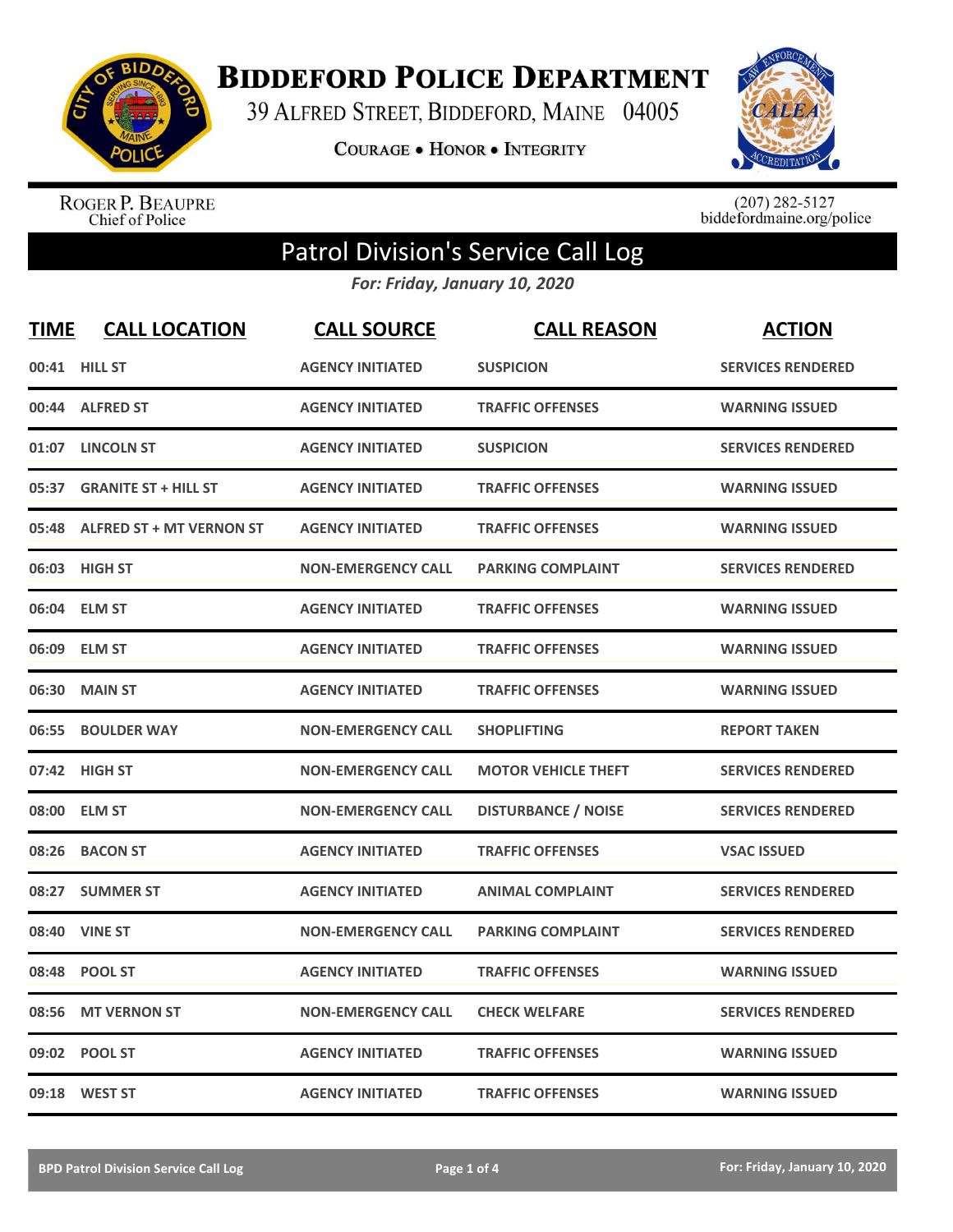# Biddeford Police Department

39 Alfred Street, Biddeford, Maine 04005

Courage • Honor • Integrity

Roger P. Beaupre
Chief of Police

(207) 282-5127
biddefordmaine.org/police

## Patrol Division's Service Call Log

*For: Friday, January 10, 2020*

| TIME | CALL LOCATION | CALL SOURCE | CALL REASON | ACTION |
|---|---|---|---|---|
| 00:41 | HILL ST | AGENCY INITIATED | SUSPICION | SERVICES RENDERED |
| 00:44 | ALFRED ST | AGENCY INITIATED | TRAFFIC OFFENSES | WARNING ISSUED |
| 01:07 | LINCOLN ST | AGENCY INITIATED | SUSPICION | SERVICES RENDERED |
| 05:37 | GRANITE ST + HILL ST | AGENCY INITIATED | TRAFFIC OFFENSES | WARNING ISSUED |
| 05:48 | ALFRED ST + MT VERNON ST | AGENCY INITIATED | TRAFFIC OFFENSES | WARNING ISSUED |
| 06:03 | HIGH ST | NON-EMERGENCY CALL | PARKING COMPLAINT | SERVICES RENDERED |
| 06:04 | ELM ST | AGENCY INITIATED | TRAFFIC OFFENSES | WARNING ISSUED |
| 06:09 | ELM ST | AGENCY INITIATED | TRAFFIC OFFENSES | WARNING ISSUED |
| 06:30 | MAIN ST | AGENCY INITIATED | TRAFFIC OFFENSES | WARNING ISSUED |
| 06:55 | BOULDER WAY | NON-EMERGENCY CALL | SHOPLIFTING | REPORT TAKEN |
| 07:42 | HIGH ST | NON-EMERGENCY CALL | MOTOR VEHICLE THEFT | SERVICES RENDERED |
| 08:00 | ELM ST | NON-EMERGENCY CALL | DISTURBANCE / NOISE | SERVICES RENDERED |
| 08:26 | BACON ST | AGENCY INITIATED | TRAFFIC OFFENSES | VSAC ISSUED |
| 08:27 | SUMMER ST | AGENCY INITIATED | ANIMAL COMPLAINT | SERVICES RENDERED |
| 08:40 | VINE ST | NON-EMERGENCY CALL | PARKING COMPLAINT | SERVICES RENDERED |
| 08:48 | POOL ST | AGENCY INITIATED | TRAFFIC OFFENSES | WARNING ISSUED |
| 08:56 | MT VERNON ST | NON-EMERGENCY CALL | CHECK WELFARE | SERVICES RENDERED |
| 09:02 | POOL ST | AGENCY INITIATED | TRAFFIC OFFENSES | WARNING ISSUED |
| 09:18 | WEST ST | AGENCY INITIATED | TRAFFIC OFFENSES | WARNING ISSUED |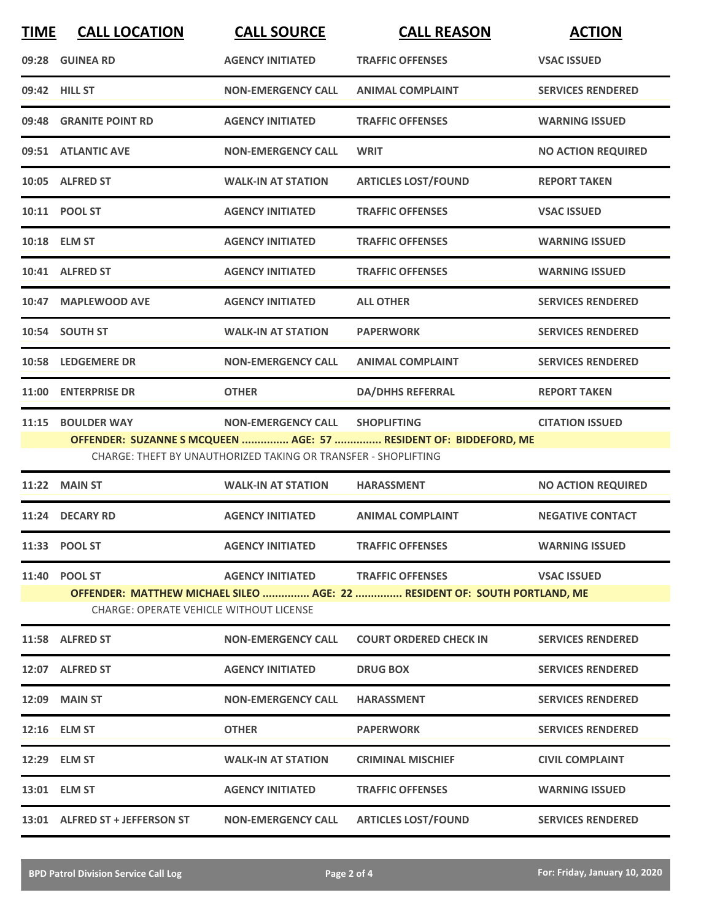| TIME | CALL LOCATION | CALL SOURCE | CALL REASON | ACTION |
| --- | --- | --- | --- | --- |
| 09:28 | GUINEA RD | AGENCY INITIATED | TRAFFIC OFFENSES | VSAC ISSUED |
| 09:42 | HILL ST | NON-EMERGENCY CALL | ANIMAL COMPLAINT | SERVICES RENDERED |
| 09:48 | GRANITE POINT RD | AGENCY INITIATED | TRAFFIC OFFENSES | WARNING ISSUED |
| 09:51 | ATLANTIC AVE | NON-EMERGENCY CALL | WRIT | NO ACTION REQUIRED |
| 10:05 | ALFRED ST | WALK-IN AT STATION | ARTICLES LOST/FOUND | REPORT TAKEN |
| 10:11 | POOL ST | AGENCY INITIATED | TRAFFIC OFFENSES | VSAC ISSUED |
| 10:18 | ELM ST | AGENCY INITIATED | TRAFFIC OFFENSES | WARNING ISSUED |
| 10:41 | ALFRED ST | AGENCY INITIATED | TRAFFIC OFFENSES | WARNING ISSUED |
| 10:47 | MAPLEWOOD AVE | AGENCY INITIATED | ALL OTHER | SERVICES RENDERED |
| 10:54 | SOUTH ST | WALK-IN AT STATION | PAPERWORK | SERVICES RENDERED |
| 10:58 | LEDGEMERE DR | NON-EMERGENCY CALL | ANIMAL COMPLAINT | SERVICES RENDERED |
| 11:00 | ENTERPRISE DR | OTHER | DA/DHHS REFERRAL | REPORT TAKEN |
| 11:15 | BOULDER WAY | NON-EMERGENCY CALL | SHOPLIFTING | CITATION ISSUED |
| | **OFFENDER: SUZANNE S MCQUEEN ............... AGE: 57 ............... RESIDENT OF: BIDDEFORD, ME** | | | |
| | CHARGE: THEFT BY UNAUTHORIZED TAKING OR TRANSFER - SHOPLIFTING | | | |
| 11:22 | MAIN ST | WALK-IN AT STATION | HARASSMENT | NO ACTION REQUIRED |
| 11:24 | DECARY RD | AGENCY INITIATED | ANIMAL COMPLAINT | NEGATIVE CONTACT |
| 11:33 | POOL ST | AGENCY INITIATED | TRAFFIC OFFENSES | WARNING ISSUED |
| 11:40 | POOL ST | AGENCY INITIATED | TRAFFIC OFFENSES | VSAC ISSUED |
| | **OFFENDER: MATTHEW MICHAEL SILEO ............... AGE: 22 ............... RESIDENT OF: SOUTH PORTLAND, ME** | | | |
| | CHARGE: OPERATE VEHICLE WITHOUT LICENSE | | | |
| 11:58 | ALFRED ST | NON-EMERGENCY CALL | COURT ORDERED CHECK IN | SERVICES RENDERED |
| 12:07 | ALFRED ST | AGENCY INITIATED | DRUG BOX | SERVICES RENDERED |
| 12:09 | MAIN ST | NON-EMERGENCY CALL | HARASSMENT | SERVICES RENDERED |
| 12:16 | ELM ST | OTHER | PAPERWORK | SERVICES RENDERED |
| 12:29 | ELM ST | WALK-IN AT STATION | CRIMINAL MISCHIEF | CIVIL COMPLAINT |
| 13:01 | ELM ST | AGENCY INITIATED | TRAFFIC OFFENSES | WARNING ISSUED |
| 13:01 | ALFRED ST + JEFFERSON ST | NON-EMERGENCY CALL | ARTICLES LOST/FOUND | SERVICES RENDERED |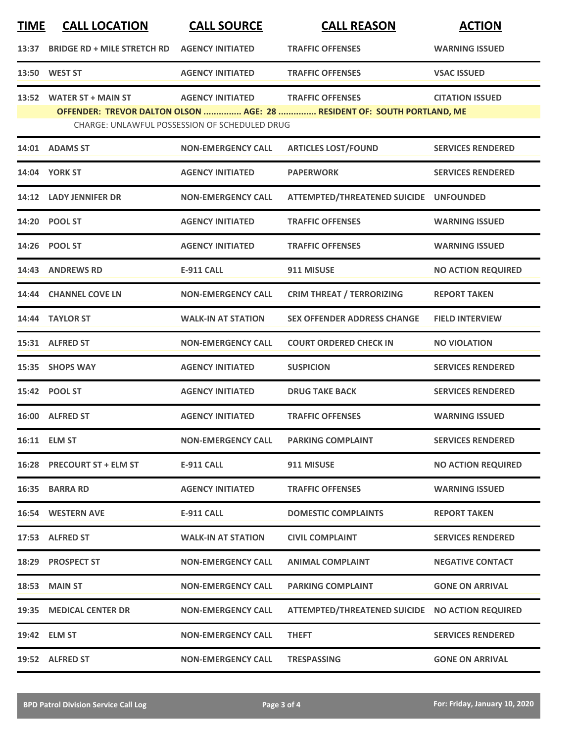| TIME | CALL LOCATION | CALL SOURCE | CALL REASON | ACTION |
|---|---|---|---|---|
| 13:37 | BRIDGE RD + MILE STRETCH RD | AGENCY INITIATED | TRAFFIC OFFENSES | WARNING ISSUED |
| 13:50 | WEST ST | AGENCY INITIATED | TRAFFIC OFFENSES | VSAC ISSUED |
| 13:52 | WATER ST + MAIN ST | AGENCY INITIATED | TRAFFIC OFFENSES | CITATION ISSUED |

**OFFENDER: TREVOR DALTON OLSON ............... AGE: 28 ............... RESIDENT OF: SOUTH PORTLAND, ME**

CHARGE: UNLAWFUL POSSESSION OF SCHEDULED DRUG

| TIME | CALL LOCATION | CALL SOURCE | CALL REASON | ACTION |
|---|---|---|---|---|
| 14:01 | ADAMS ST | NON-EMERGENCY CALL | ARTICLES LOST/FOUND | SERVICES RENDERED |
| 14:04 | YORK ST | AGENCY INITIATED | PAPERWORK | SERVICES RENDERED |
| 14:12 | LADY JENNIFER DR | NON-EMERGENCY CALL | ATTEMPTED/THREATENED SUICIDE | UNFOUNDED |
| 14:20 | POOL ST | AGENCY INITIATED | TRAFFIC OFFENSES | WARNING ISSUED |
| 14:26 | POOL ST | AGENCY INITIATED | TRAFFIC OFFENSES | WARNING ISSUED |
| 14:43 | ANDREWS RD | E-911 CALL | 911 MISUSE | NO ACTION REQUIRED |
| 14:44 | CHANNEL COVE LN | NON-EMERGENCY CALL | CRIM THREAT / TERRORIZING | REPORT TAKEN |
| 14:44 | TAYLOR ST | WALK-IN AT STATION | SEX OFFENDER ADDRESS CHANGE | FIELD INTERVIEW |
| 15:31 | ALFRED ST | NON-EMERGENCY CALL | COURT ORDERED CHECK IN | NO VIOLATION |
| 15:35 | SHOPS WAY | AGENCY INITIATED | SUSPICION | SERVICES RENDERED |
| 15:42 | POOL ST | AGENCY INITIATED | DRUG TAKE BACK | SERVICES RENDERED |
| 16:00 | ALFRED ST | AGENCY INITIATED | TRAFFIC OFFENSES | WARNING ISSUED |
| 16:11 | ELM ST | NON-EMERGENCY CALL | PARKING COMPLAINT | SERVICES RENDERED |
| 16:28 | PRECOURT ST + ELM ST | E-911 CALL | 911 MISUSE | NO ACTION REQUIRED |
| 16:35 | BARRA RD | AGENCY INITIATED | TRAFFIC OFFENSES | WARNING ISSUED |
| 16:54 | WESTERN AVE | E-911 CALL | DOMESTIC COMPLAINTS | REPORT TAKEN |
| 17:53 | ALFRED ST | WALK-IN AT STATION | CIVIL COMPLAINT | SERVICES RENDERED |
| 18:29 | PROSPECT ST | NON-EMERGENCY CALL | ANIMAL COMPLAINT | NEGATIVE CONTACT |
| 18:53 | MAIN ST | NON-EMERGENCY CALL | PARKING COMPLAINT | GONE ON ARRIVAL |
| 19:35 | MEDICAL CENTER DR | NON-EMERGENCY CALL | ATTEMPTED/THREATENED SUICIDE | NO ACTION REQUIRED |
| 19:42 | ELM ST | NON-EMERGENCY CALL | THEFT | SERVICES RENDERED |
| 19:52 | ALFRED ST | NON-EMERGENCY CALL | TRESPASSING | GONE ON ARRIVAL |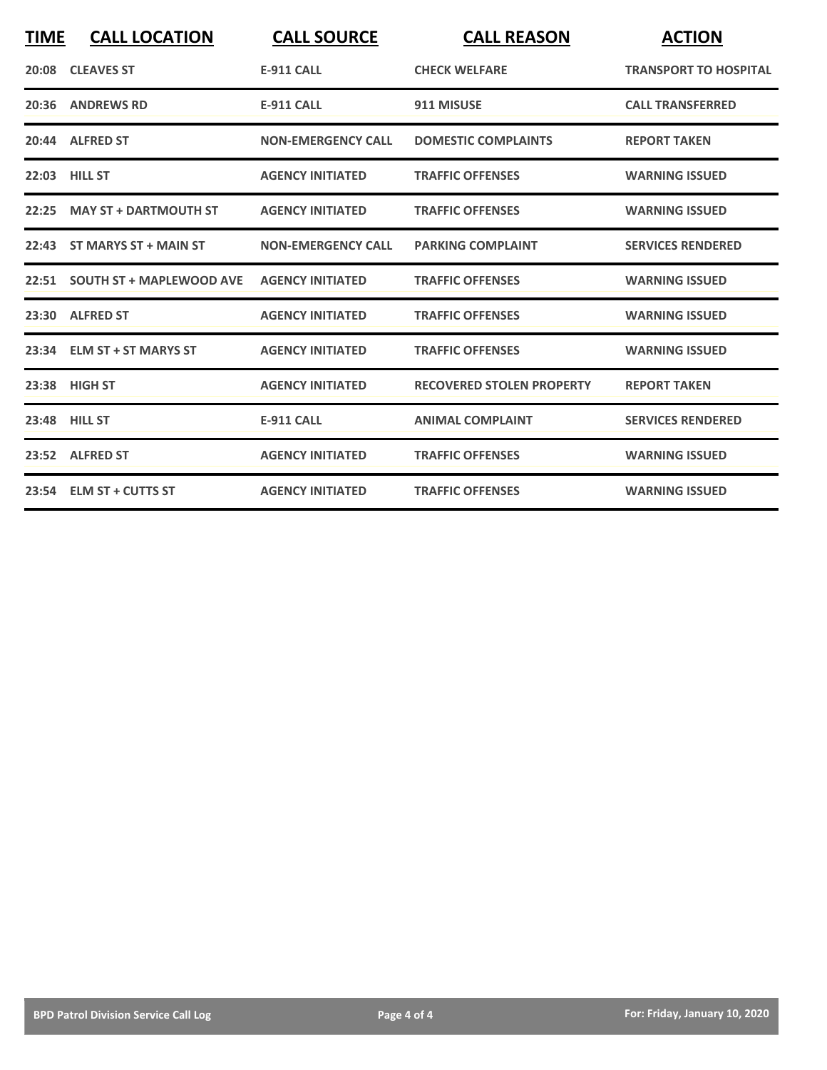| TIME | CALL LOCATION | CALL SOURCE | CALL REASON | ACTION |
|---|---|---|---|---|
| 20:08 | CLEAVES ST | E-911 CALL | CHECK WELFARE | TRANSPORT TO HOSPITAL |
| 20:36 | ANDREWS RD | E-911 CALL | 911 MISUSE | CALL TRANSFERRED |
| 20:44 | ALFRED ST | NON-EMERGENCY CALL | DOMESTIC COMPLAINTS | REPORT TAKEN |
| 22:03 | HILL ST | AGENCY INITIATED | TRAFFIC OFFENSES | WARNING ISSUED |
| 22:25 | MAY ST + DARTMOUTH ST | AGENCY INITIATED | TRAFFIC OFFENSES | WARNING ISSUED |
| 22:43 | ST MARYS ST + MAIN ST | NON-EMERGENCY CALL | PARKING COMPLAINT | SERVICES RENDERED |
| 22:51 | SOUTH ST + MAPLEWOOD AVE | AGENCY INITIATED | TRAFFIC OFFENSES | WARNING ISSUED |
| 23:30 | ALFRED ST | AGENCY INITIATED | TRAFFIC OFFENSES | WARNING ISSUED |
| 23:34 | ELM ST + ST MARYS ST | AGENCY INITIATED | TRAFFIC OFFENSES | WARNING ISSUED |
| 23:38 | HIGH ST | AGENCY INITIATED | RECOVERED STOLEN PROPERTY | REPORT TAKEN |
| 23:48 | HILL ST | E-911 CALL | ANIMAL COMPLAINT | SERVICES RENDERED |
| 23:52 | ALFRED ST | AGENCY INITIATED | TRAFFIC OFFENSES | WARNING ISSUED |
| 23:54 | ELM ST + CUTTS ST | AGENCY INITIATED | TRAFFIC OFFENSES | WARNING ISSUED |